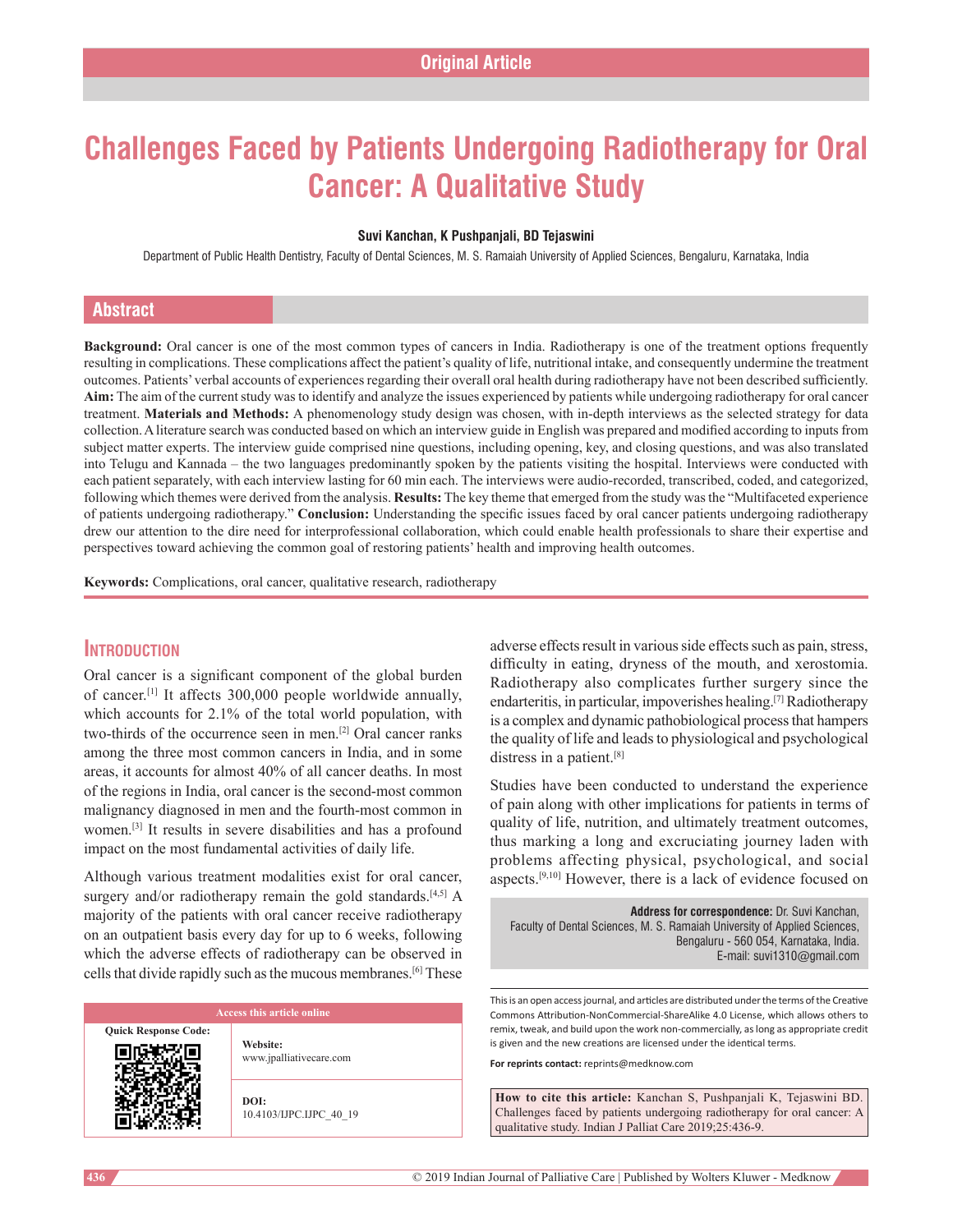Original Article

# Challenges Faced by Patients Undergoing Radiotherapy for Oral Cancer: A Qualitative Study

**Suvi Kanchan, K Pushpanjali, BD Tejaswini**

Department of Public Health Dentistry, Faculty of Dental Sciences, M. S. Ramaiah University of Applied Sciences, Bengaluru, Karnataka, India

## Abstract

**Background:** Oral cancer is one of the most common types of cancers in India. Radiotherapy is one of the treatment options frequently resulting in complications. These complications affect the patient's quality of life, nutritional intake, and consequently undermine the treatment outcomes. Patients' verbal accounts of experiences regarding their overall oral health during radiotherapy have not been described sufficiently. **Aim:** The aim of the current study was to identify and analyze the issues experienced by patients while undergoing radiotherapy for oral cancer treatment. **Materials and Methods:** A phenomenology study design was chosen, with in-depth interviews as the selected strategy for data collection. A literature search was conducted based on which an interview guide in English was prepared and modified according to inputs from subject matter experts. The interview guide comprised nine questions, including opening, key, and closing questions, and was also translated into Telugu and Kannada – the two languages predominantly spoken by the patients visiting the hospital. Interviews were conducted with each patient separately, with each interview lasting for 60 min each. The interviews were audio-recorded, transcribed, coded, and categorized, following which themes were derived from the analysis. **Results:** The key theme that emerged from the study was the "Multifaceted experience of patients undergoing radiotherapy." **Conclusion:** Understanding the specific issues faced by oral cancer patients undergoing radiotherapy drew our attention to the dire need for interprofessional collaboration, which could enable health professionals to share their expertise and perspectives toward achieving the common goal of restoring patients' health and improving health outcomes.

**Keywords:** Complications, oral cancer, qualitative research, radiotherapy

## Introduction

Oral cancer is a significant component of the global burden of cancer.[1] It affects 300,000 people worldwide annually, which accounts for 2.1% of the total world population, with two-thirds of the occurrence seen in men.[2] Oral cancer ranks among the three most common cancers in India, and in some areas, it accounts for almost 40% of all cancer deaths. In most of the regions in India, oral cancer is the second-most common malignancy diagnosed in men and the fourth-most common in women.[3] It results in severe disabilities and has a profound impact on the most fundamental activities of daily life.

Although various treatment modalities exist for oral cancer, surgery and/or radiotherapy remain the gold standards.[4,5] A majority of the patients with oral cancer receive radiotherapy on an outpatient basis every day for up to 6 weeks, following which the adverse effects of radiotherapy can be observed in cells that divide rapidly such as the mucous membranes.[6] These adverse effects result in various side effects such as pain, stress, difficulty in eating, dryness of the mouth, and xerostomia. Radiotherapy also complicates further surgery since the endarteritis, in particular, impoverishes healing.[7] Radiotherapy is a complex and dynamic pathobiological process that hampers the quality of life and leads to physiological and psychological distress in a patient.[8]

Studies have been conducted to understand the experience of pain along with other implications for patients in terms of quality of life, nutrition, and ultimately treatment outcomes, thus marking a long and excruciating journey laden with problems affecting physical, psychological, and social aspects.[9,10] However, there is a lack of evidence focused on

**Address for correspondence:** Dr. Suvi Kanchan, Faculty of Dental Sciences, M. S. Ramaiah University of Applied Sciences, Bengaluru - 560 054, Karnataka, India. E-mail: suvi1310@gmail.com

| Access this article online | |
|---|---|
| Quick Response Code: | **Website:** www.jpalliativecare.com |
| | **DOI:** 10.4103/IJPC.IJPC_40_19 |

This is an open access journal, and articles are distributed under the terms of the Creative Commons Attribution-NonCommercial-ShareAlike 4.0 License, which allows others to remix, tweak, and build upon the work non-commercially, as long as appropriate credit is given and the new creations are licensed under the identical terms.

**For reprints contact:** reprints@medknow.com

**How to cite this article:** Kanchan S, Pushpanjali K, Tejaswini BD. Challenges faced by patients undergoing radiotherapy for oral cancer: A qualitative study. Indian J Palliat Care 2019;25:436-9.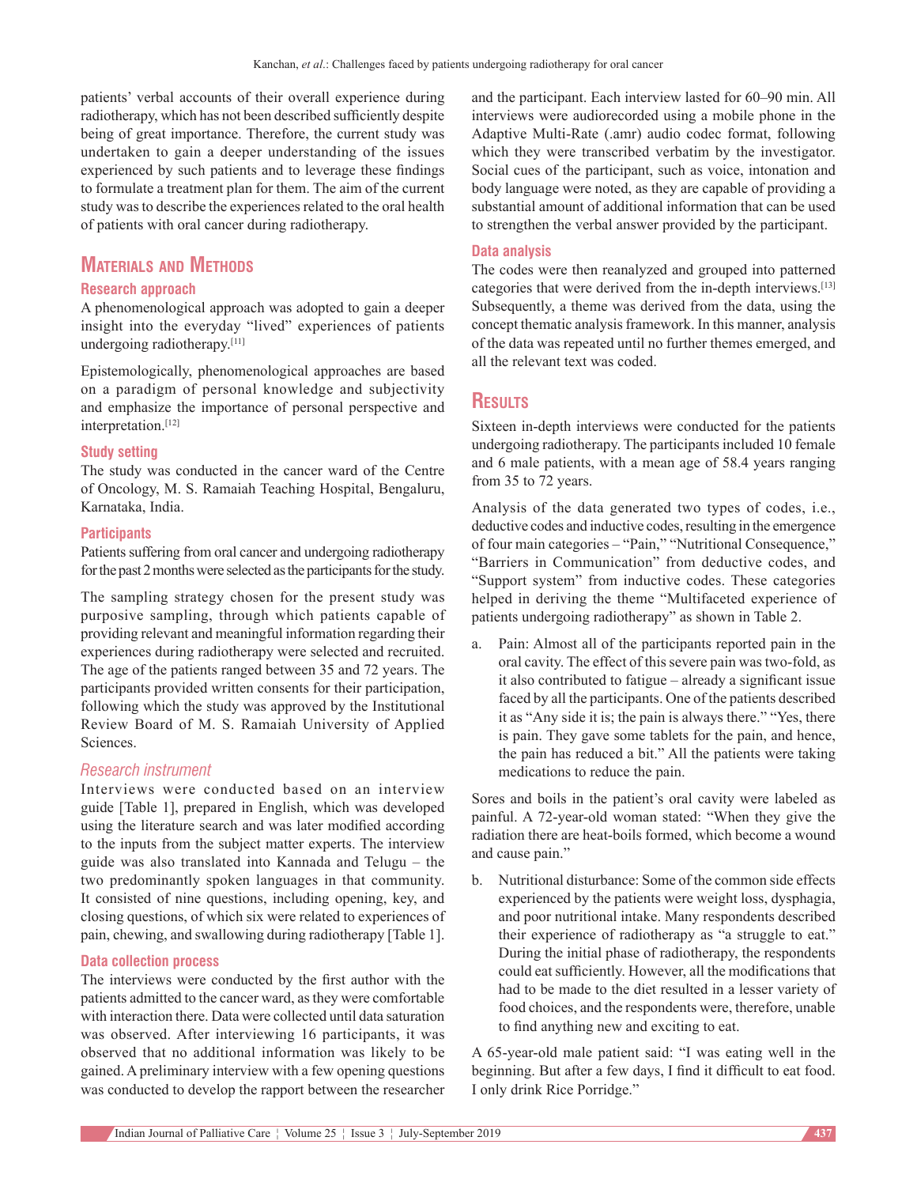patients' verbal accounts of their overall experience during radiotherapy, which has not been described sufficiently despite being of great importance. Therefore, the current study was undertaken to gain a deeper understanding of the issues experienced by such patients and to leverage these findings to formulate a treatment plan for them. The aim of the current study was to describe the experiences related to the oral health of patients with oral cancer during radiotherapy.

## Materials and Methods

### Research approach

A phenomenological approach was adopted to gain a deeper insight into the everyday "lived" experiences of patients undergoing radiotherapy.[11]

Epistemologically, phenomenological approaches are based on a paradigm of personal knowledge and subjectivity and emphasize the importance of personal perspective and interpretation.[12]

### Study setting

The study was conducted in the cancer ward of the Centre of Oncology, M. S. Ramaiah Teaching Hospital, Bengaluru, Karnataka, India.

### Participants

Patients suffering from oral cancer and undergoing radiotherapy for the past 2 months were selected as the participants for the study.

The sampling strategy chosen for the present study was purposive sampling, through which patients capable of providing relevant and meaningful information regarding their experiences during radiotherapy were selected and recruited. The age of the patients ranged between 35 and 72 years. The participants provided written consents for their participation, following which the study was approved by the Institutional Review Board of M. S. Ramaiah University of Applied Sciences.

### *Research instrument*

Interviews were conducted based on an interview guide [Table 1], prepared in English, which was developed using the literature search and was later modified according to the inputs from the subject matter experts. The interview guide was also translated into Kannada and Telugu – the two predominantly spoken languages in that community. It consisted of nine questions, including opening, key, and closing questions, of which six were related to experiences of pain, chewing, and swallowing during radiotherapy [Table 1].

### Data collection process

The interviews were conducted by the first author with the patients admitted to the cancer ward, as they were comfortable with interaction there. Data were collected until data saturation was observed. After interviewing 16 participants, it was observed that no additional information was likely to be gained. A preliminary interview with a few opening questions was conducted to develop the rapport between the researcher and the participant. Each interview lasted for 60–90 min. All interviews were audiorecorded using a mobile phone in the Adaptive Multi-Rate (.amr) audio codec format, following which they were transcribed verbatim by the investigator. Social cues of the participant, such as voice, intonation and body language were noted, as they are capable of providing a substantial amount of additional information that can be used to strengthen the verbal answer provided by the participant.

### Data analysis

The codes were then reanalyzed and grouped into patterned categories that were derived from the in-depth interviews.[13] Subsequently, a theme was derived from the data, using the concept thematic analysis framework. In this manner, analysis of the data was repeated until no further themes emerged, and all the relevant text was coded.

## Results

Sixteen in-depth interviews were conducted for the patients undergoing radiotherapy. The participants included 10 female and 6 male patients, with a mean age of 58.4 years ranging from 35 to 72 years.

Analysis of the data generated two types of codes, i.e., deductive codes and inductive codes, resulting in the emergence of four main categories – "Pain," "Nutritional Consequence," "Barriers in Communication" from deductive codes, and "Support system" from inductive codes. These categories helped in deriving the theme "Multifaceted experience of patients undergoing radiotherapy" as shown in Table 2.

a. Pain: Almost all of the participants reported pain in the oral cavity. The effect of this severe pain was two-fold, as it also contributed to fatigue – already a significant issue faced by all the participants. One of the patients described it as "Any side it is; the pain is always there." "Yes, there is pain. They gave some tablets for the pain, and hence, the pain has reduced a bit." All the patients were taking medications to reduce the pain.

Sores and boils in the patient's oral cavity were labeled as painful. A 72-year-old woman stated: "When they give the radiation there are heat-boils formed, which become a wound and cause pain."

b. Nutritional disturbance: Some of the common side effects experienced by the patients were weight loss, dysphagia, and poor nutritional intake. Many respondents described their experience of radiotherapy as "a struggle to eat." During the initial phase of radiotherapy, the respondents could eat sufficiently. However, all the modifications that had to be made to the diet resulted in a lesser variety of food choices, and the respondents were, therefore, unable to find anything new and exciting to eat.

A 65-year-old male patient said: "I was eating well in the beginning. But after a few days, I find it difficult to eat food. I only drink Rice Porridge."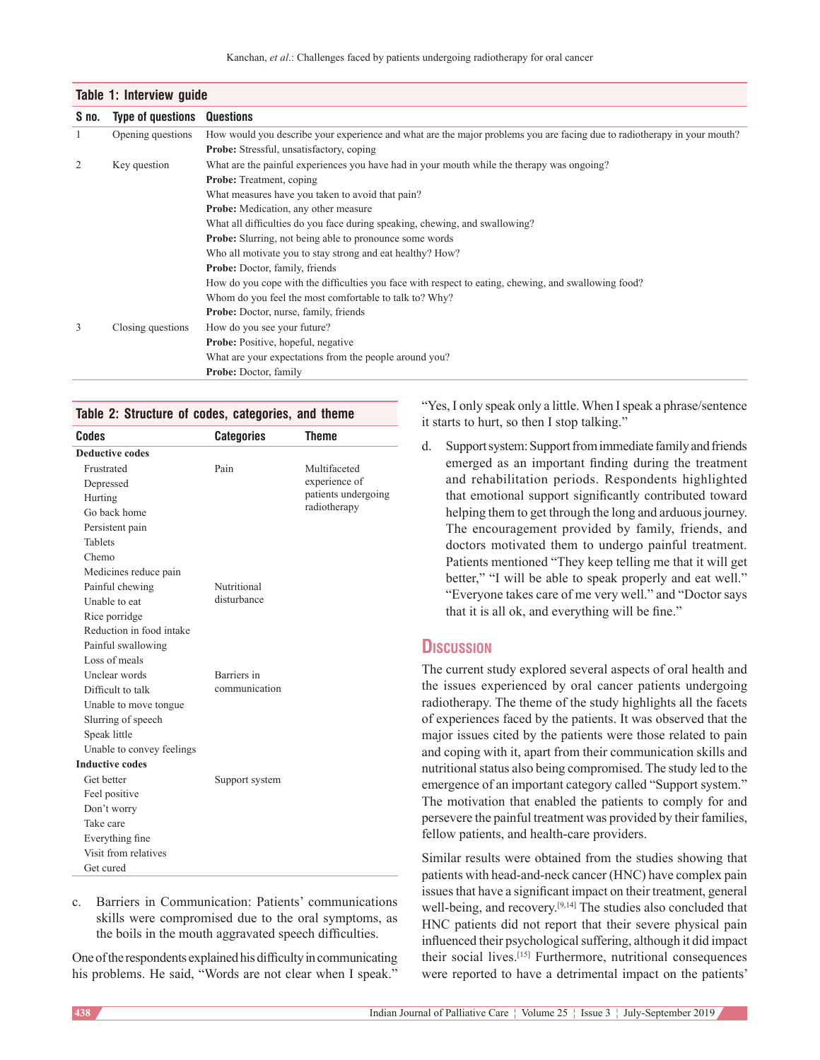**Table 1: Interview guide**

| S no. | Type of questions | Questions |
|---|---|---|
| 1 | Opening questions | How would you describe your experience and what are the major problems you are facing due to radiotherapy in your mouth? |
| | | **Probe:** Stressful, unsatisfactory, coping |
| 2 | Key question | What are the painful experiences you have had in your mouth while the therapy was ongoing? |
| | | **Probe:** Treatment, coping |
| | | What measures have you taken to avoid that pain? |
| | | **Probe:** Medication, any other measure |
| | | What all difficulties do you face during speaking, chewing, and swallowing? |
| | | **Probe:** Slurring, not being able to pronounce some words |
| | | Who all motivate you to stay strong and eat healthy? How? |
| | | **Probe:** Doctor, family, friends |
| | | How do you cope with the difficulties you face with respect to eating, chewing, and swallowing food? |
| | | Whom do you feel the most comfortable to talk to? Why? |
| | | **Probe:** Doctor, nurse, family, friends |
| 3 | Closing questions | How do you see your future? |
| | | **Probe:** Positive, hopeful, negative |
| | | What are your expectations from the people around you? |
| | | **Probe:** Doctor, family |

**Table 2: Structure of codes, categories, and theme**

| Codes | Categories | Theme |
|---|---|---|
| **Deductive codes** | | |
| Frustrated | Pain | Multifaceted experience of patients undergoing radiotherapy |
| Depressed | | |
| Hurting | | |
| Go back home | | |
| Persistent pain | | |
| Tablets | | |
| Chemo | | |
| Medicines reduce pain | | |
| Painful chewing | Nutritional disturbance | |
| Unable to eat | | |
| Rice porridge | | |
| Reduction in food intake | | |
| Painful swallowing | | |
| Loss of meals | | |
| Unclear words | Barriers in communication | |
| Difficult to talk | | |
| Unable to move tongue | | |
| Slurring of speech | | |
| Speak little | | |
| Unable to convey feelings | | |
| **Inductive codes** | | |
| Get better | Support system | |
| Feel positive | | |
| Don't worry | | |
| Take care | | |
| Everything fine | | |
| Visit from relatives | | |
| Get cured | | |

c. Barriers in Communication: Patients' communications skills were compromised due to the oral symptoms, as the boils in the mouth aggravated speech difficulties.

One of the respondents explained his difficulty in communicating his problems. He said, "Words are not clear when I speak." "Yes, I only speak only a little. When I speak a phrase/sentence it starts to hurt, so then I stop talking."

d. Support system: Support from immediate family and friends emerged as an important finding during the treatment and rehabilitation periods. Respondents highlighted that emotional support significantly contributed toward helping them to get through the long and arduous journey. The encouragement provided by family, friends, and doctors motivated them to undergo painful treatment. Patients mentioned "They keep telling me that it will get better," "I will be able to speak properly and eat well." "Everyone takes care of me very well." and "Doctor says that it is all ok, and everything will be fine."

## Discussion

The current study explored several aspects of oral health and the issues experienced by oral cancer patients undergoing radiotherapy. The theme of the study highlights all the facets of experiences faced by the patients. It was observed that the major issues cited by the patients were those related to pain and coping with it, apart from their communication skills and nutritional status also being compromised. The study led to the emergence of an important category called "Support system." The motivation that enabled the patients to comply for and persevere the painful treatment was provided by their families, fellow patients, and health-care providers.

Similar results were obtained from the studies showing that patients with head-and-neck cancer (HNC) have complex pain issues that have a significant impact on their treatment, general well-being, and recovery.[9,14] The studies also concluded that HNC patients did not report that their severe physical pain influenced their psychological suffering, although it did impact their social lives.[15] Furthermore, nutritional consequences were reported to have a detrimental impact on the patients'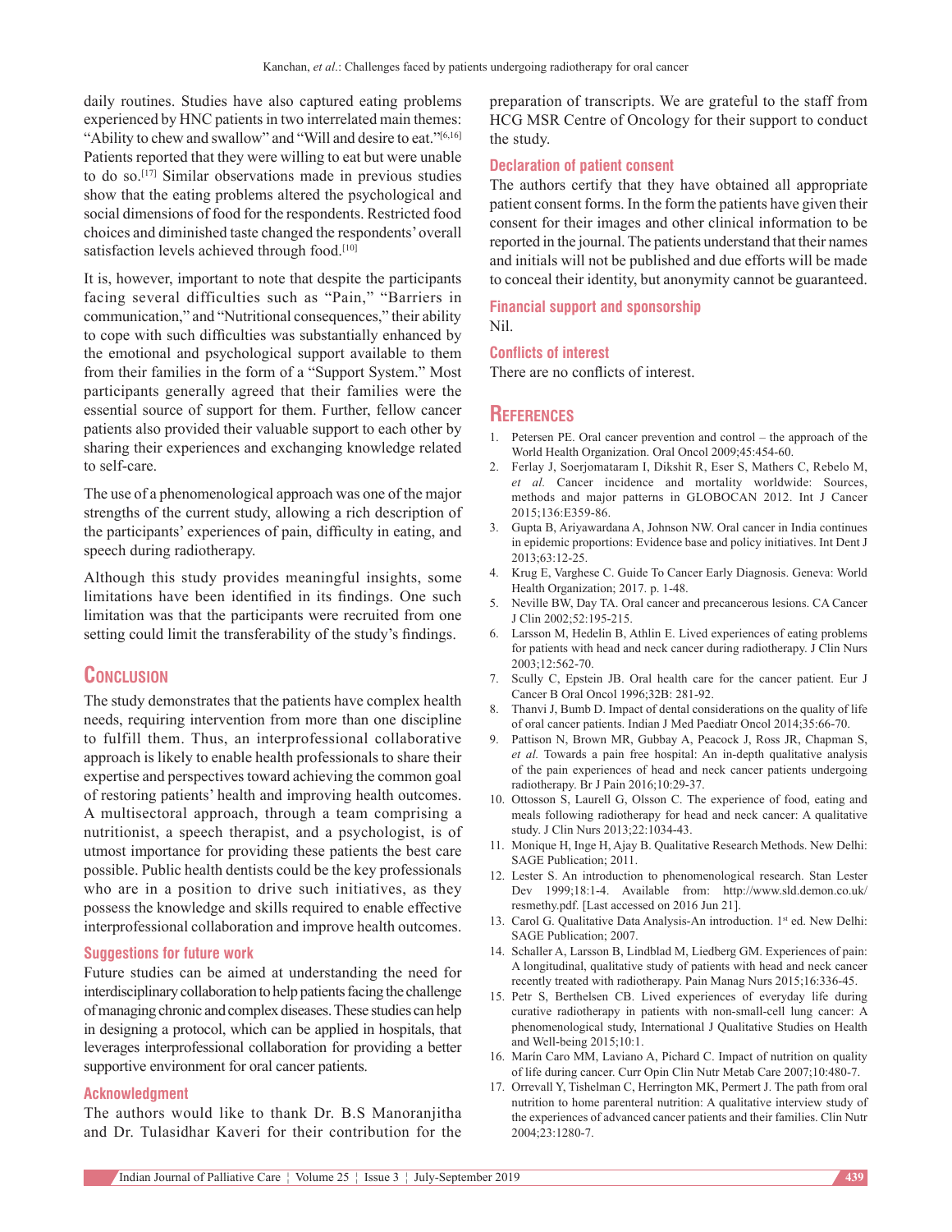daily routines. Studies have also captured eating problems experienced by HNC patients in two interrelated main themes: "Ability to chew and swallow" and "Will and desire to eat."[6,16] Patients reported that they were willing to eat but were unable to do so.[17] Similar observations made in previous studies show that the eating problems altered the psychological and social dimensions of food for the respondents. Restricted food choices and diminished taste changed the respondents' overall satisfaction levels achieved through food.[10]

It is, however, important to note that despite the participants facing several difficulties such as "Pain," "Barriers in communication," and "Nutritional consequences," their ability to cope with such difficulties was substantially enhanced by the emotional and psychological support available to them from their families in the form of a "Support System." Most participants generally agreed that their families were the essential source of support for them. Further, fellow cancer patients also provided their valuable support to each other by sharing their experiences and exchanging knowledge related to self-care.

The use of a phenomenological approach was one of the major strengths of the current study, allowing a rich description of the participants' experiences of pain, difficulty in eating, and speech during radiotherapy.

Although this study provides meaningful insights, some limitations have been identified in its findings. One such limitation was that the participants were recruited from one setting could limit the transferability of the study's findings.

## Conclusion

The study demonstrates that the patients have complex health needs, requiring intervention from more than one discipline to fulfill them. Thus, an interprofessional collaborative approach is likely to enable health professionals to share their expertise and perspectives toward achieving the common goal of restoring patients' health and improving health outcomes. A multisectoral approach, through a team comprising a nutritionist, a speech therapist, and a psychologist, is of utmost importance for providing these patients the best care possible. Public health dentists could be the key professionals who are in a position to drive such initiatives, as they possess the knowledge and skills required to enable effective interprofessional collaboration and improve health outcomes.

### Suggestions for future work

Future studies can be aimed at understanding the need for interdisciplinary collaboration to help patients facing the challenge of managing chronic and complex diseases. These studies can help in designing a protocol, which can be applied in hospitals, that leverages interprofessional collaboration for providing a better supportive environment for oral cancer patients.

### Acknowledgment

The authors would like to thank Dr. B.S Manoranjitha and Dr. Tulasidhar Kaveri for their contribution for the preparation of transcripts. We are grateful to the staff from HCG MSR Centre of Oncology for their support to conduct the study.

### Declaration of patient consent

The authors certify that they have obtained all appropriate patient consent forms. In the form the patients have given their consent for their images and other clinical information to be reported in the journal. The patients understand that their names and initials will not be published and due efforts will be made to conceal their identity, but anonymity cannot be guaranteed.

### Financial support and sponsorship

Nil.

### Conflicts of interest

There are no conflicts of interest.

## References

1. Petersen PE. Oral cancer prevention and control – the approach of the World Health Organization. Oral Oncol 2009;45:454-60.
2. Ferlay J, Soerjomataram I, Dikshit R, Eser S, Mathers C, Rebelo M, *et al.* Cancer incidence and mortality worldwide: Sources, methods and major patterns in GLOBOCAN 2012. Int J Cancer 2015;136:E359-86.
3. Gupta B, Ariyawardana A, Johnson NW. Oral cancer in India continues in epidemic proportions: Evidence base and policy initiatives. Int Dent J 2013;63:12-25.
4. Krug E, Varghese C. Guide To Cancer Early Diagnosis. Geneva: World Health Organization; 2017. p. 1-48.
5. Neville BW, Day TA. Oral cancer and precancerous lesions. CA Cancer J Clin 2002;52:195-215.
6. Larsson M, Hedelin B, Athlin E. Lived experiences of eating problems for patients with head and neck cancer during radiotherapy. J Clin Nurs 2003;12:562-70.
7. Scully C, Epstein JB. Oral health care for the cancer patient. Eur J Cancer B Oral Oncol 1996;32B: 281-92.
8. Thanvi J, Bumb D. Impact of dental considerations on the quality of life of oral cancer patients. Indian J Med Paediatr Oncol 2014;35:66-70.
9. Pattison N, Brown MR, Gubbay A, Peacock J, Ross JR, Chapman S, *et al.* Towards a pain free hospital: An in-depth qualitative analysis of the pain experiences of head and neck cancer patients undergoing radiotherapy. Br J Pain 2016;10:29-37.
10. Ottosson S, Laurell G, Olsson C. The experience of food, eating and meals following radiotherapy for head and neck cancer: A qualitative study. J Clin Nurs 2013;22:1034-43.
11. Monique H, Inge H, Ajay B. Qualitative Research Methods. New Delhi: SAGE Publication; 2011.
12. Lester S. An introduction to phenomenological research. Stan Lester Dev 1999;18:1-4. Available from: http://www.sld.demon.co.uk/resmethy.pdf. [Last accessed on 2016 Jun 21].
13. Carol G. Qualitative Data Analysis-An introduction. 1st ed. New Delhi: SAGE Publication; 2007.
14. Schaller A, Larsson B, Lindblad M, Liedberg GM. Experiences of pain: A longitudinal, qualitative study of patients with head and neck cancer recently treated with radiotherapy. Pain Manag Nurs 2015;16:336-45.
15. Petr S, Berthelsen CB. Lived experiences of everyday life during curative radiotherapy in patients with non-small-cell lung cancer: A phenomenological study, International J Qualitative Studies on Health and Well-being 2015;10:1.
16. Marín Caro MM, Laviano A, Pichard C. Impact of nutrition on quality of life during cancer. Curr Opin Clin Nutr Metab Care 2007;10:480-7.
17. Orrevall Y, Tishelman C, Herrington MK, Permert J. The path from oral nutrition to home parenteral nutrition: A qualitative interview study of the experiences of advanced cancer patients and their families. Clin Nutr 2004;23:1280-7.